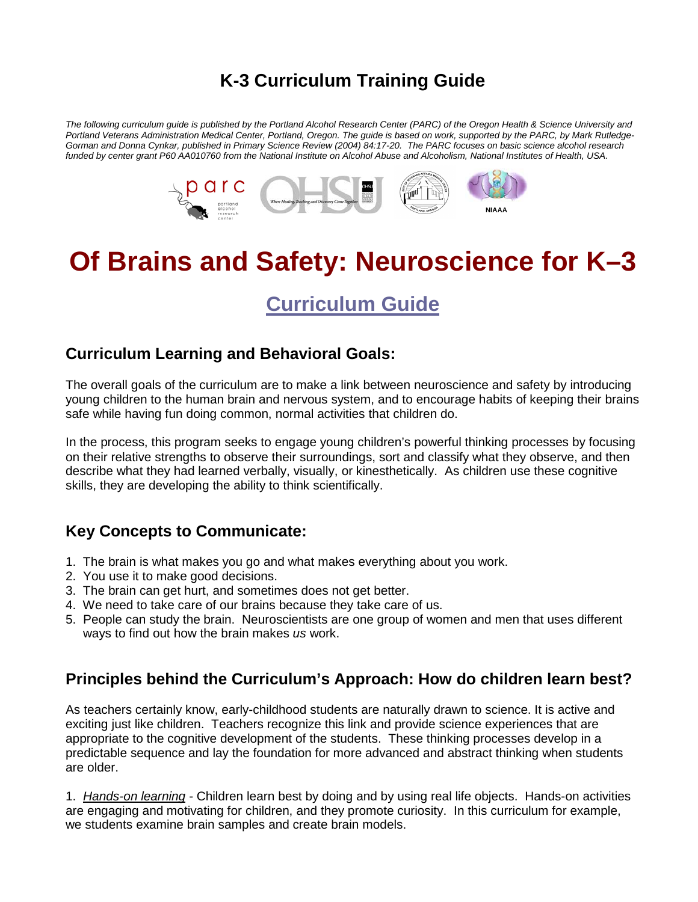# K-3 Curriculum Training Guide

*The following curriculum guide is published by the Portland Alcohol Research Center (PARC) of the Oregon Health & Science University and Portland Veterans Administration Medical Center, Portland, Oregon. The guide is based on work, supported by the PARC, by Mark Rutledge-Gorman and Donna Cynkar, published in Primary Science Review (2004) 84:17-20. The PARC focuses on basic science alcohol research funded by center grant P60 AA010760 from the National Institute on Alcohol Abuse and Alcoholism, National Institutes of Health, USA.*

# Of Brains and Safety: Neuroscience for K–3

## Curriculum Guide

### Curriculum Learning and Behavioral Goals:

The overall goals of the curriculum are to make a link between neuroscience and safety by introducing young children to the human brain and nervous system, and to encourage habits of keeping their brains safe while having fun doing common, normal activities that children do.

In the process, this program seeks to engage young children's powerful thinking processes by focusing on their relative strengths to observe their surroundings, sort and classify what they observe, and then describe what they had learned verbally, visually, or kinesthetically. As children use these cognitive skills, they are developing the ability to think scientifically.

### Key Concepts to Communicate:

1. The brain is what makes you go and what makes everything about you work.
2. You use it to make good decisions.
3. The brain can get hurt, and sometimes does not get better.
4. We need to take care of our brains because they take care of us.
5. People can study the brain. Neuroscientists are one group of women and men that uses different ways to find out how the brain makes *us* work.

### Principles behind the Curriculum's Approach: How do children learn best?

As teachers certainly know, early-childhood students are naturally drawn to science. It is active and exciting just like children. Teachers recognize this link and provide science experiences that are appropriate to the cognitive development of the students. These thinking processes develop in a predictable sequence and lay the foundation for more advanced and abstract thinking when students are older.

1. *Hands-on learning* - Children learn best by doing and by using real life objects. Hands-on activities are engaging and motivating for children, and they promote curiosity. In this curriculum for example, we students examine brain samples and create brain models.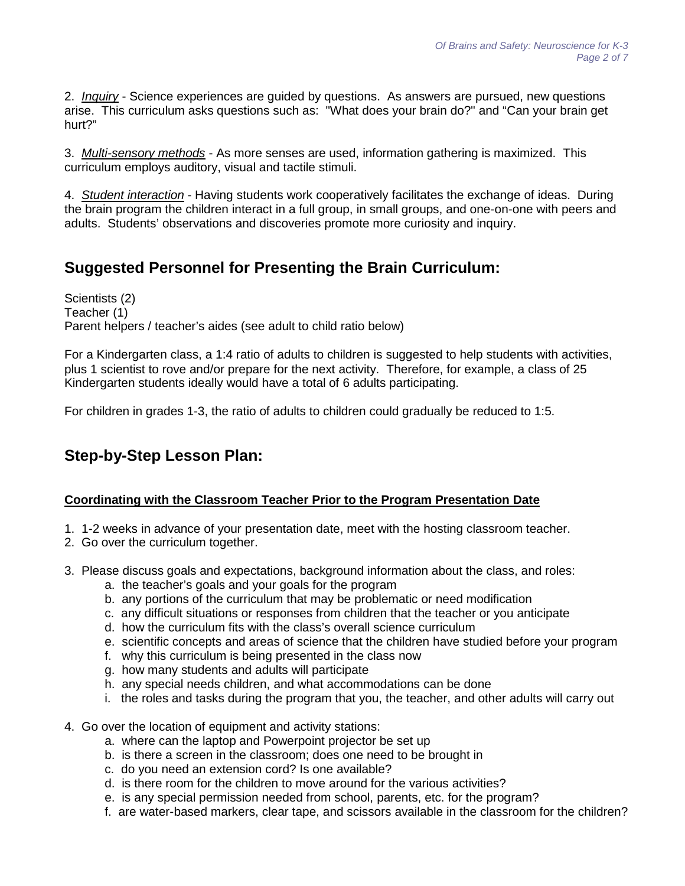2. *Inquiry* - Science experiences are guided by questions. As answers are pursued, new questions arise. This curriculum asks questions such as: "What does your brain do?" and "Can your brain get hurt?"

3. *Multi-sensory methods* - As more senses are used, information gathering is maximized. This curriculum employs auditory, visual and tactile stimuli.

4. *Student interaction* - Having students work cooperatively facilitates the exchange of ideas. During the brain program the children interact in a full group, in small groups, and one-on-one with peers and adults. Students' observations and discoveries promote more curiosity and inquiry.

## Suggested Personnel for Presenting the Brain Curriculum:

Scientists (2)
Teacher (1)
Parent helpers / teacher's aides (see adult to child ratio below)

For a Kindergarten class, a 1:4 ratio of adults to children is suggested to help students with activities, plus 1 scientist to rove and/or prepare for the next activity. Therefore, for example, a class of 25 Kindergarten students ideally would have a total of 6 adults participating.

For children in grades 1-3, the ratio of adults to children could gradually be reduced to 1:5.

## Step-by-Step Lesson Plan:

**Coordinating with the Classroom Teacher Prior to the Program Presentation Date**

1. 1-2 weeks in advance of your presentation date, meet with the hosting classroom teacher.
2. Go over the curriculum together.
3. Please discuss goals and expectations, background information about the class, and roles:
    a. the teacher's goals and your goals for the program
    b. any portions of the curriculum that may be problematic or need modification
    c. any difficult situations or responses from children that the teacher or you anticipate
    d. how the curriculum fits with the class's overall science curriculum
    e. scientific concepts and areas of science that the children have studied before your program
    f. why this curriculum is being presented in the class now
    g. how many students and adults will participate
    h. any special needs children, and what accommodations can be done
    i. the roles and tasks during the program that you, the teacher, and other adults will carry out
4. Go over the location of equipment and activity stations:
    a. where can the laptop and Powerpoint projector be set up
    b. is there a screen in the classroom; does one need to be brought in
    c. do you need an extension cord? Is one available?
    d. is there room for the children to move around for the various activities?
    e. is any special permission needed from school, parents, etc. for the program?
    f. are water-based markers, clear tape, and scissors available in the classroom for the children?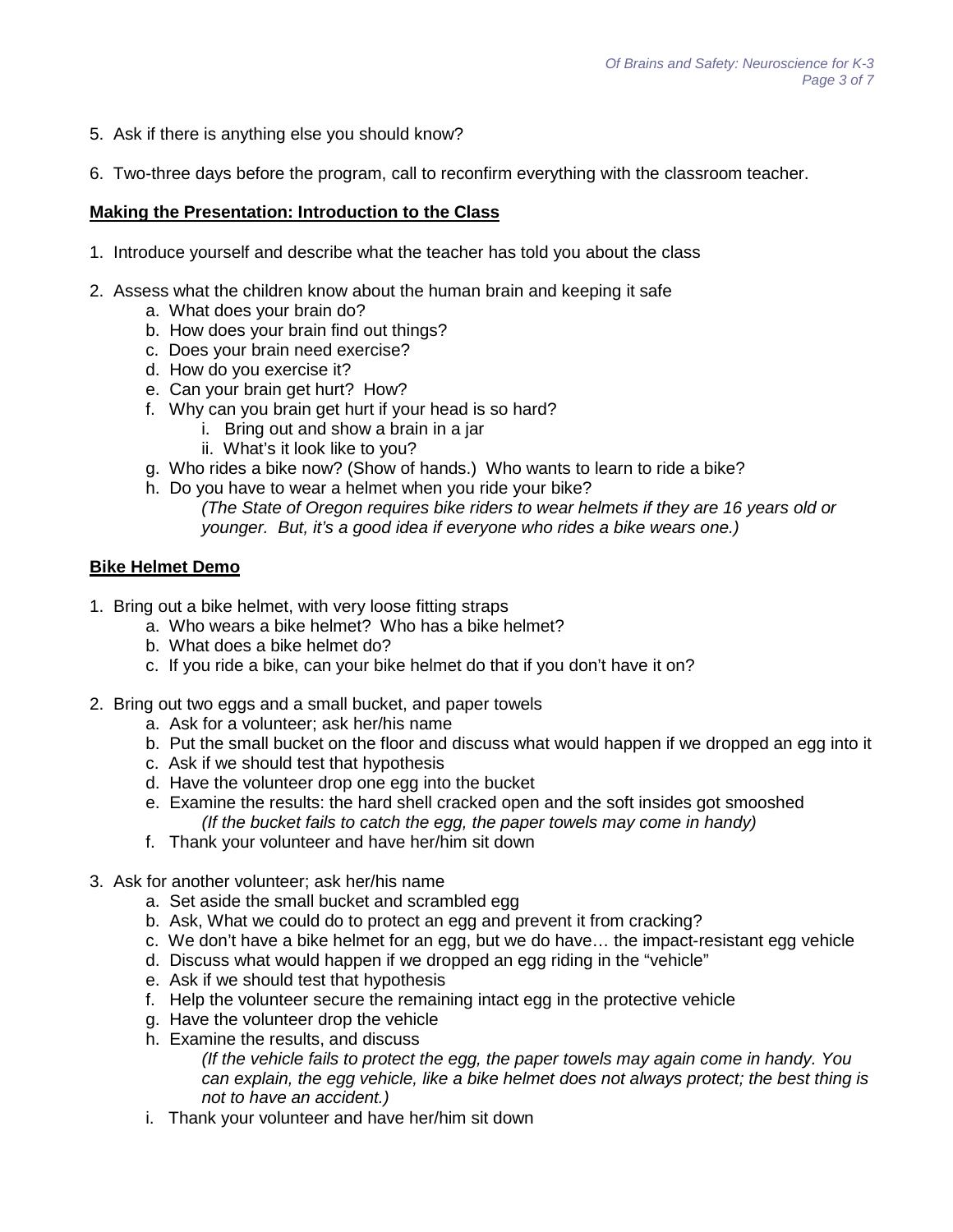5. Ask if there is anything else you should know?

6. Two-three days before the program, call to reconfirm everything with the classroom teacher.

**Making the Presentation: Introduction to the Class**

1. Introduce yourself and describe what the teacher has told you about the class

2. Assess what the children know about the human brain and keeping it safe
   a. What does your brain do?
   b. How does your brain find out things?
   c. Does your brain need exercise?
   d. How do you exercise it?
   e. Can your brain get hurt? How?
   f. Why can you brain get hurt if your head is so hard?
      i. Bring out and show a brain in a jar
      ii. What's it look like to you?
   g. Who rides a bike now? (Show of hands.) Who wants to learn to ride a bike?
   h. Do you have to wear a helmet when you ride your bike?
      *(The State of Oregon requires bike riders to wear helmets if they are 16 years old or younger. But, it's a good idea if everyone who rides a bike wears one.)*

**Bike Helmet Demo**

1. Bring out a bike helmet, with very loose fitting straps
   a. Who wears a bike helmet? Who has a bike helmet?
   b. What does a bike helmet do?
   c. If you ride a bike, can your bike helmet do that if you don't have it on?

2. Bring out two eggs and a small bucket, and paper towels
   a. Ask for a volunteer; ask her/his name
   b. Put the small bucket on the floor and discuss what would happen if we dropped an egg into it
   c. Ask if we should test that hypothesis
   d. Have the volunteer drop one egg into the bucket
   e. Examine the results: the hard shell cracked open and the soft insides got smooshed
      *(If the bucket fails to catch the egg, the paper towels may come in handy)*
   f. Thank your volunteer and have her/him sit down

3. Ask for another volunteer; ask her/his name
   a. Set aside the small bucket and scrambled egg
   b. Ask, What we could do to protect an egg and prevent it from cracking?
   c. We don't have a bike helmet for an egg, but we do have… the impact-resistant egg vehicle
   d. Discuss what would happen if we dropped an egg riding in the "vehicle"
   e. Ask if we should test that hypothesis
   f. Help the volunteer secure the remaining intact egg in the protective vehicle
   g. Have the volunteer drop the vehicle
   h. Examine the results, and discuss
      *(If the vehicle fails to protect the egg, the paper towels may again come in handy. You can explain, the egg vehicle, like a bike helmet does not always protect; the best thing is not to have an accident.)*
   i. Thank your volunteer and have her/him sit down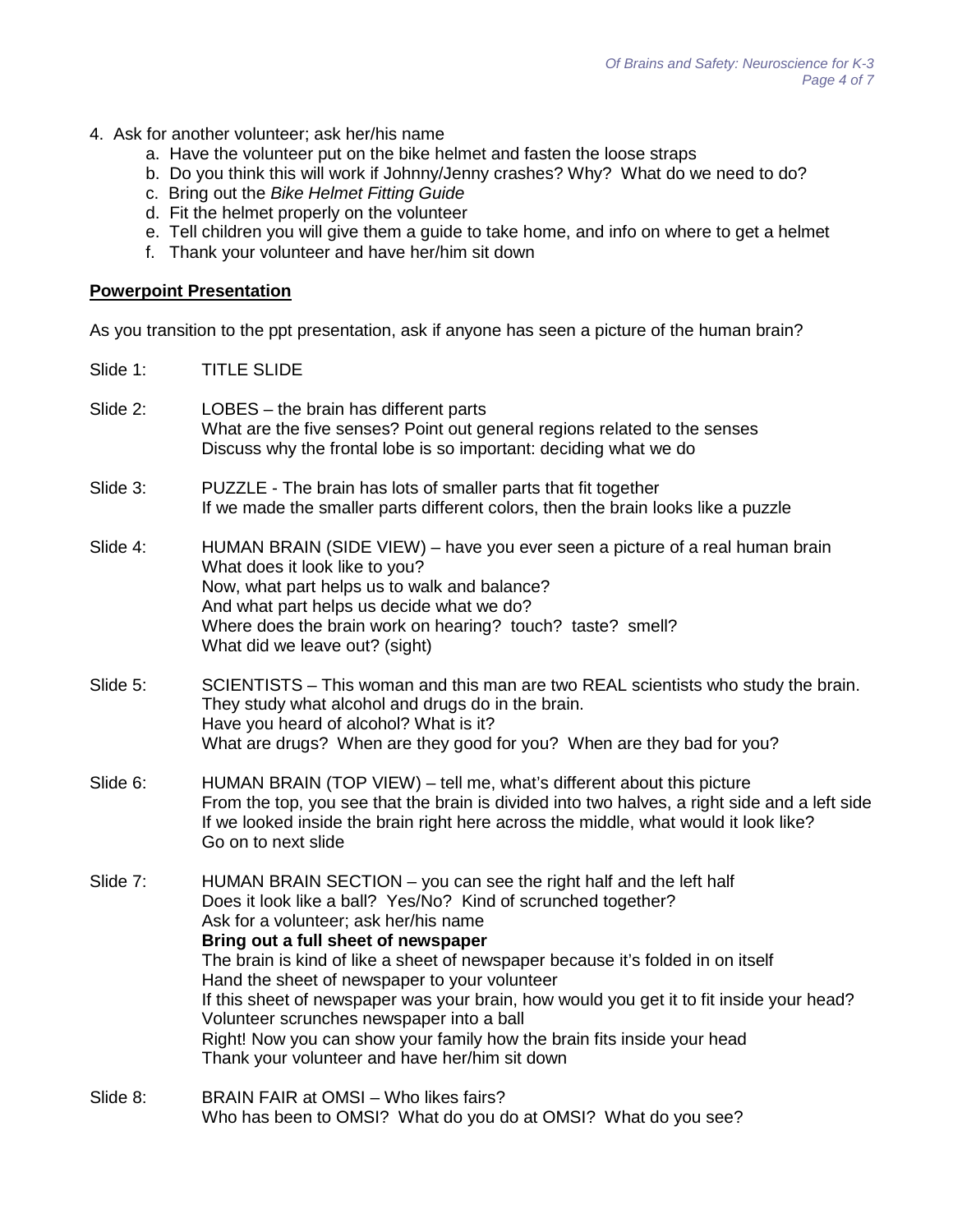4. Ask for another volunteer; ask her/his name
   a. Have the volunteer put on the bike helmet and fasten the loose straps
   b. Do you think this will work if Johnny/Jenny crashes? Why? What do we need to do?
   c. Bring out the *Bike Helmet Fitting Guide*
   d. Fit the helmet properly on the volunteer
   e. Tell children you will give them a guide to take home, and info on where to get a helmet
   f. Thank your volunteer and have her/him sit down

**<u>Powerpoint Presentation</u>**

As you transition to the ppt presentation, ask if anyone has seen a picture of the human brain?

Slide 1: TITLE SLIDE

Slide 2: LOBES – the brain has different parts
What are the five senses? Point out general regions related to the senses
Discuss why the frontal lobe is so important: deciding what we do

Slide 3: PUZZLE - The brain has lots of smaller parts that fit together
If we made the smaller parts different colors, then the brain looks like a puzzle

Slide 4: HUMAN BRAIN (SIDE VIEW) – have you ever seen a picture of a real human brain
What does it look like to you?
Now, what part helps us to walk and balance?
And what part helps us decide what we do?
Where does the brain work on hearing? touch? taste? smell?
What did we leave out? (sight)

Slide 5: SCIENTISTS – This woman and this man are two REAL scientists who study the brain.
They study what alcohol and drugs do in the brain.
Have you heard of alcohol? What is it?
What are drugs? When are they good for you? When are they bad for you?

Slide 6: HUMAN BRAIN (TOP VIEW) – tell me, what's different about this picture
From the top, you see that the brain is divided into two halves, a right side and a left side
If we looked inside the brain right here across the middle, what would it look like?
Go on to next slide

Slide 7: HUMAN BRAIN SECTION – you can see the right half and the left half
Does it look like a ball? Yes/No? Kind of scrunched together?
Ask for a volunteer; ask her/his name
**Bring out a full sheet of newspaper**
The brain is kind of like a sheet of newspaper because it's folded in on itself
Hand the sheet of newspaper to your volunteer
If this sheet of newspaper was your brain, how would you get it to fit inside your head?
Volunteer scrunches newspaper into a ball
Right! Now you can show your family how the brain fits inside your head
Thank your volunteer and have her/him sit down

Slide 8: BRAIN FAIR at OMSI – Who likes fairs?
Who has been to OMSI? What do you do at OMSI? What do you see?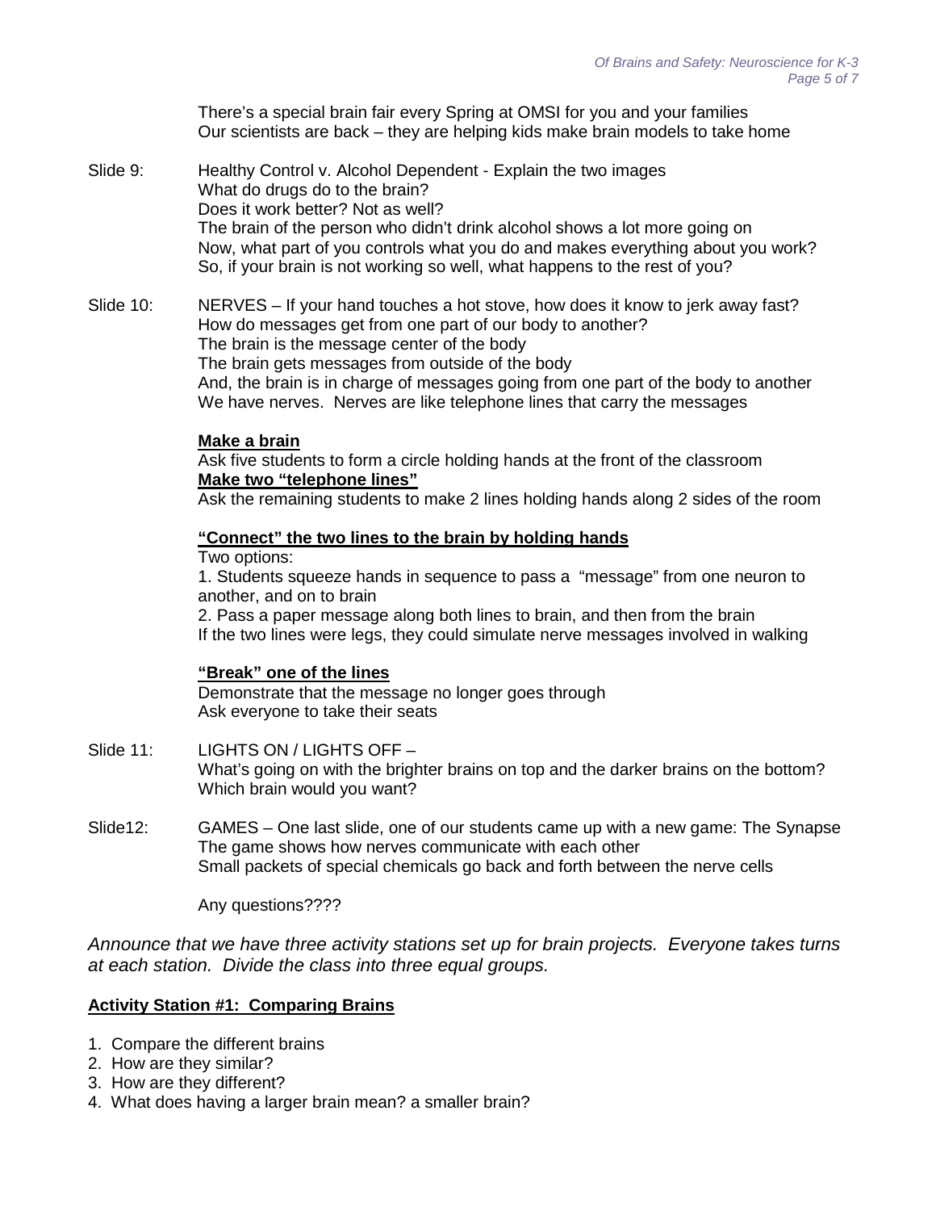There's a special brain fair every Spring at OMSI for you and your families
Our scientists are back – they are helping kids make brain models to take home

Slide 9: Healthy Control v. Alcohol Dependent - Explain the two images
What do drugs do to the brain?
Does it work better? Not as well?
The brain of the person who didn't drink alcohol shows a lot more going on
Now, what part of you controls what you do and makes everything about you work?
So, if your brain is not working so well, what happens to the rest of you?

Slide 10: NERVES – If your hand touches a hot stove, how does it know to jerk away fast?
How do messages get from one part of our body to another?
The brain is the message center of the body
The brain gets messages from outside of the body
And, the brain is in charge of messages going from one part of the body to another
We have nerves. Nerves are like telephone lines that carry the messages

**Make a brain**
Ask five students to form a circle holding hands at the front of the classroom
**Make two "telephone lines"**
Ask the remaining students to make 2 lines holding hands along 2 sides of the room

**"Connect" the two lines to the brain by holding hands**
Two options:
1. Students squeeze hands in sequence to pass a "message" from one neuron to another, and on to brain
2. Pass a paper message along both lines to brain, and then from the brain
If the two lines were legs, they could simulate nerve messages involved in walking

**"Break" one of the lines**
Demonstrate that the message no longer goes through
Ask everyone to take their seats

Slide 11: LIGHTS ON / LIGHTS OFF –
What's going on with the brighter brains on top and the darker brains on the bottom?
Which brain would you want?

Slide12: GAMES – One last slide, one of our students came up with a new game: The Synapse
The game shows how nerves communicate with each other
Small packets of special chemicals go back and forth between the nerve cells

Any questions????

*Announce that we have three activity stations set up for brain projects. Everyone takes turns at each station. Divide the class into three equal groups.*

**Activity Station #1: Comparing Brains**

1. Compare the different brains
2. How are they similar?
3. How are they different?
4. What does having a larger brain mean? a smaller brain?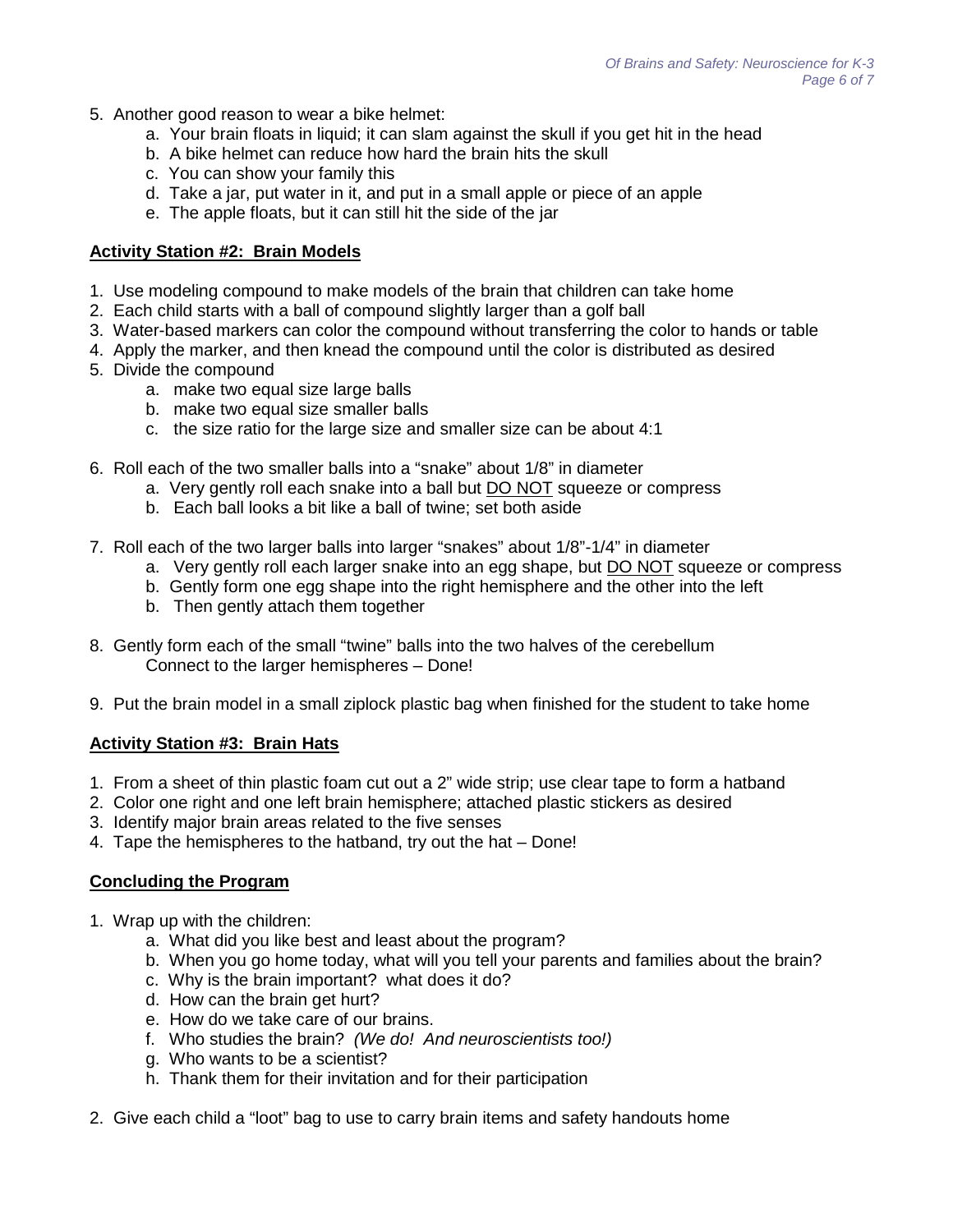5. Another good reason to wear a bike helmet:
    a. Your brain floats in liquid; it can slam against the skull if you get hit in the head
    b. A bike helmet can reduce how hard the brain hits the skull
    c. You can show your family this
    d. Take a jar, put water in it, and put in a small apple or piece of an apple
    e. The apple floats, but it can still hit the side of the jar

**Activity Station #2: Brain Models**

1. Use modeling compound to make models of the brain that children can take home
2. Each child starts with a ball of compound slightly larger than a golf ball
3. Water-based markers can color the compound without transferring the color to hands or table
4. Apply the marker, and then knead the compound until the color is distributed as desired
5. Divide the compound
    a. make two equal size large balls
    b. make two equal size smaller balls
    c. the size ratio for the large size and smaller size can be about 4:1

6. Roll each of the two smaller balls into a "snake" about 1/8" in diameter
    a. Very gently roll each snake into a ball but <u>DO NOT</u> squeeze or compress
    b. Each ball looks a bit like a ball of twine; set both aside

7. Roll each of the two larger balls into larger "snakes" about 1/8"-1/4" in diameter
    a. Very gently roll each larger snake into an egg shape, but <u>DO NOT</u> squeeze or compress
    b. Gently form one egg shape into the right hemisphere and the other into the left
    b. Then gently attach them together

8. Gently form each of the small "twine" balls into the two halves of the cerebellum
    Connect to the larger hemispheres – Done!

9. Put the brain model in a small ziplock plastic bag when finished for the student to take home

**Activity Station #3: Brain Hats**

1. From a sheet of thin plastic foam cut out a 2" wide strip; use clear tape to form a hatband
2. Color one right and one left brain hemisphere; attached plastic stickers as desired
3. Identify major brain areas related to the five senses
4. Tape the hemispheres to the hatband, try out the hat – Done!

**Concluding the Program**

1. Wrap up with the children:
    a. What did you like best and least about the program?
    b. When you go home today, what will you tell your parents and families about the brain?
    c. Why is the brain important? what does it do?
    d. How can the brain get hurt?
    e. How do we take care of our brains.
    f. Who studies the brain? *(We do! And neuroscientists too!)*
    g. Who wants to be a scientist?
    h. Thank them for their invitation and for their participation

2. Give each child a "loot" bag to use to carry brain items and safety handouts home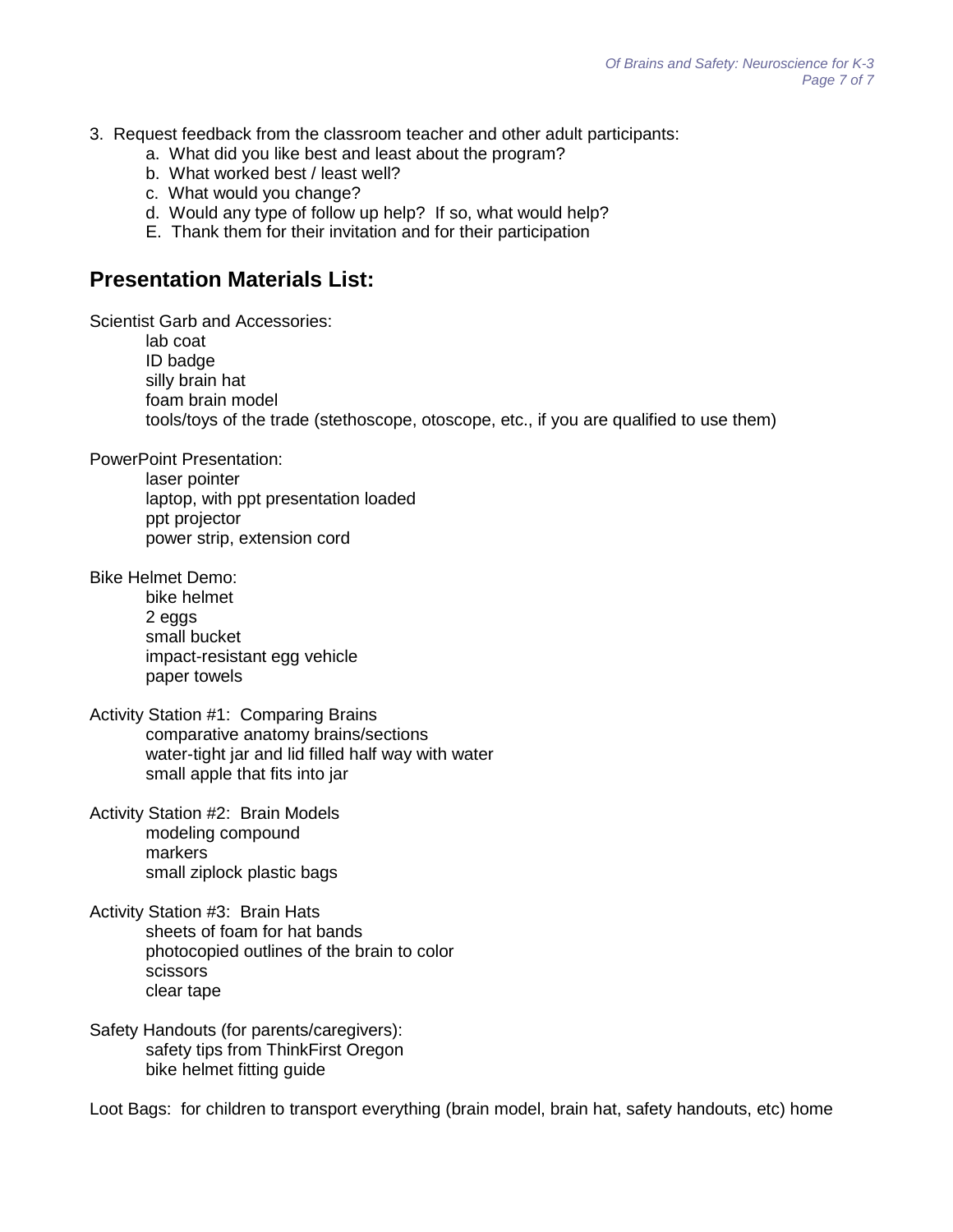3. Request feedback from the classroom teacher and other adult participants:
    a. What did you like best and least about the program?
    b. What worked best / least well?
    c. What would you change?
    d. Would any type of follow up help? If so, what would help?
    E. Thank them for their invitation and for their participation

## Presentation Materials List:

Scientist Garb and Accessories:
- lab coat
- ID badge
- silly brain hat
- foam brain model
- tools/toys of the trade (stethoscope, otoscope, etc., if you are qualified to use them)

PowerPoint Presentation:
- laser pointer
- laptop, with ppt presentation loaded
- ppt projector
- power strip, extension cord

Bike Helmet Demo:
- bike helmet
- 2 eggs
- small bucket
- impact-resistant egg vehicle
- paper towels

Activity Station #1: Comparing Brains
- comparative anatomy brains/sections
- water-tight jar and lid filled half way with water
- small apple that fits into jar

Activity Station #2: Brain Models
- modeling compound
- markers
- small ziplock plastic bags

Activity Station #3: Brain Hats
- sheets of foam for hat bands
- photocopied outlines of the brain to color
- scissors
- clear tape

Safety Handouts (for parents/caregivers):
- safety tips from ThinkFirst Oregon
- bike helmet fitting guide

Loot Bags: for children to transport everything (brain model, brain hat, safety handouts, etc) home